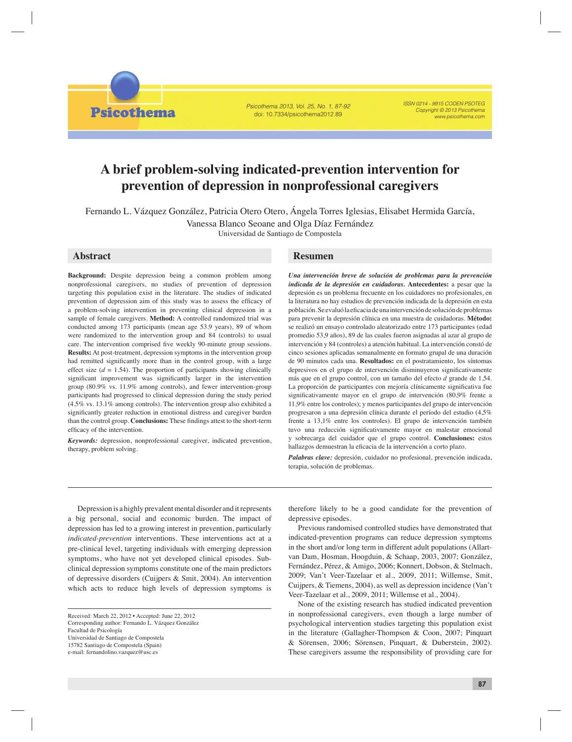# A brief problem-solving indicated-prevention intervention for prevention of depression in nonprofessional caregivers

Fernando L. Vázquez González, Patricia Otero Otero, Ángela Torres Iglesias, Elisabet Hermida García, Vanessa Blanco Seoane and Olga Díaz Fernández

Universidad de Santiago de Compostela

## Abstract

**Background:** Despite depression being a common problem among nonprofessional caregivers, no studies of prevention of depression targeting this population exist in the literature. The studies of indicated prevention of depression aim of this study was to assess the efficacy of a problem-solving intervention in preventing clinical depression in a sample of female caregivers. **Method:** A controlled randomized trial was conducted among 173 participants (mean age 53.9 years), 89 of whom were randomized to the intervention group and 84 (controls) to usual care. The intervention comprised five weekly 90-minute group sessions. **Results:** At post-treatment, depression symptoms in the intervention group had remitted significantly more than in the control group, with a large effect size (*d* = 1.54). The proportion of participants showing clinically significant improvement was significantly larger in the intervention group (80.9% vs. 11.9% among controls), and fewer intervention-group participants had progressed to clinical depression during the study period (4.5% vs. 13.1% among controls). The intervention group also exhibited a significantly greater reduction in emotional distress and caregiver burden than the control group. **Conclusions:** These findings attest to the short-term efficacy of the intervention.

***Keywords:*** depression, nonprofessional caregiver, indicated prevention, therapy, problem solving.

## Resumen

***Una intervención breve de solución de problemas para la prevención indicada de la depresión en cuidadoras.*** **Antecedentes:** a pesar que la depresión es un problema frecuente en los cuidadores no profesionales, en la literatura no hay estudios de prevención indicada de la depresión en esta población. Se evaluó la eficacia de una intervención de solución de problemas para prevenir la depresión clínica en una muestra de cuidadoras. **Método:** se realizó un ensayo controlado aleatorizado entre 173 participantes (edad promedio 53,9 años), 89 de las cuales fueron asignadas al azar al grupo de intervención y 84 (controles) a atención habitual. La intervención constó de cinco sesiones aplicadas semanalmente en formato grupal de una duración de 90 minutos cada una. **Resultados:** en el postratamiento, los síntomas depresivos en el grupo de intervención disminuyeron significativamente más que en el grupo control, con un tamaño del efecto *d* grande de 1,54. La proporción de participantes con mejoría clínicamente significativa fue significativamente mayor en el grupo de intervención (80,9% frente a 11,9% entre los controles); y menos participantes del grupo de intervención progresaron a una depresión clínica durante el período del estudio (4,5% frente a 13,1% entre los controles). El grupo de intervención también tuvo una reducción significativamente mayor en malestar emocional y sobrecarga del cuidador que el grupo control. **Conclusiones:** estos hallazgos demuestran la eficacia de la intervención a corto plazo.

***Palabras clave:*** depresión, cuidador no profesional, prevención indicada, terapia, solución de problemas.

---

Depression is a highly prevalent mental disorder and it represents a big personal, social and economic burden. The impact of depression has led to a growing interest in prevention, particularly *indicated-prevention* interventions. These interventions act at a pre-clinical level, targeting individuals with emerging depression symptoms, who have not yet developed clinical episodes. Sub-clinical depression symptoms constitute one of the main predictors of depressive disorders (Cuijpers & Smit, 2004). An intervention which acts to reduce high levels of depression symptoms is therefore likely to be a good candidate for the prevention of depressive episodes.

Previous randomised controlled studies have demonstrated that indicated-prevention programs can reduce depression symptoms in the short and/or long term in different adult populations (Allart-van Dam, Hosman, Hoogduin, & Schaap, 2003, 2007; González, Fernández, Pérez, & Amigo, 2006; Konnert, Dobson, & Stelmach, 2009; Van't Veer-Tazelaar et al., 2009, 2011; Willemse, Smit, Cuijpers, & Tiemens, 2004), as well as depression incidence (Van't Veer-Tazelaar et al., 2009, 2011; Willemse et al., 2004).

None of the existing research has studied indicated prevention in nonprofessional caregivers, even though a large number of psychological intervention studies targeting this population exist in the literature (Gallagher-Thompson & Coon, 2007; Pinquart & Sörensen, 2006; Sörensen, Pinquart, & Duberstein, 2002). These caregivers assume the responsibility of providing care for

---

Received: March 22, 2012 • Accepted: June 22, 2012
Corresponding author: Fernando L. Vázquez González
Facultad de Psicología
Universidad de Santiago de Compostela
15782 Santiago de Compostela (Spain)
e-mail: fernandolino.vazquez@usc.es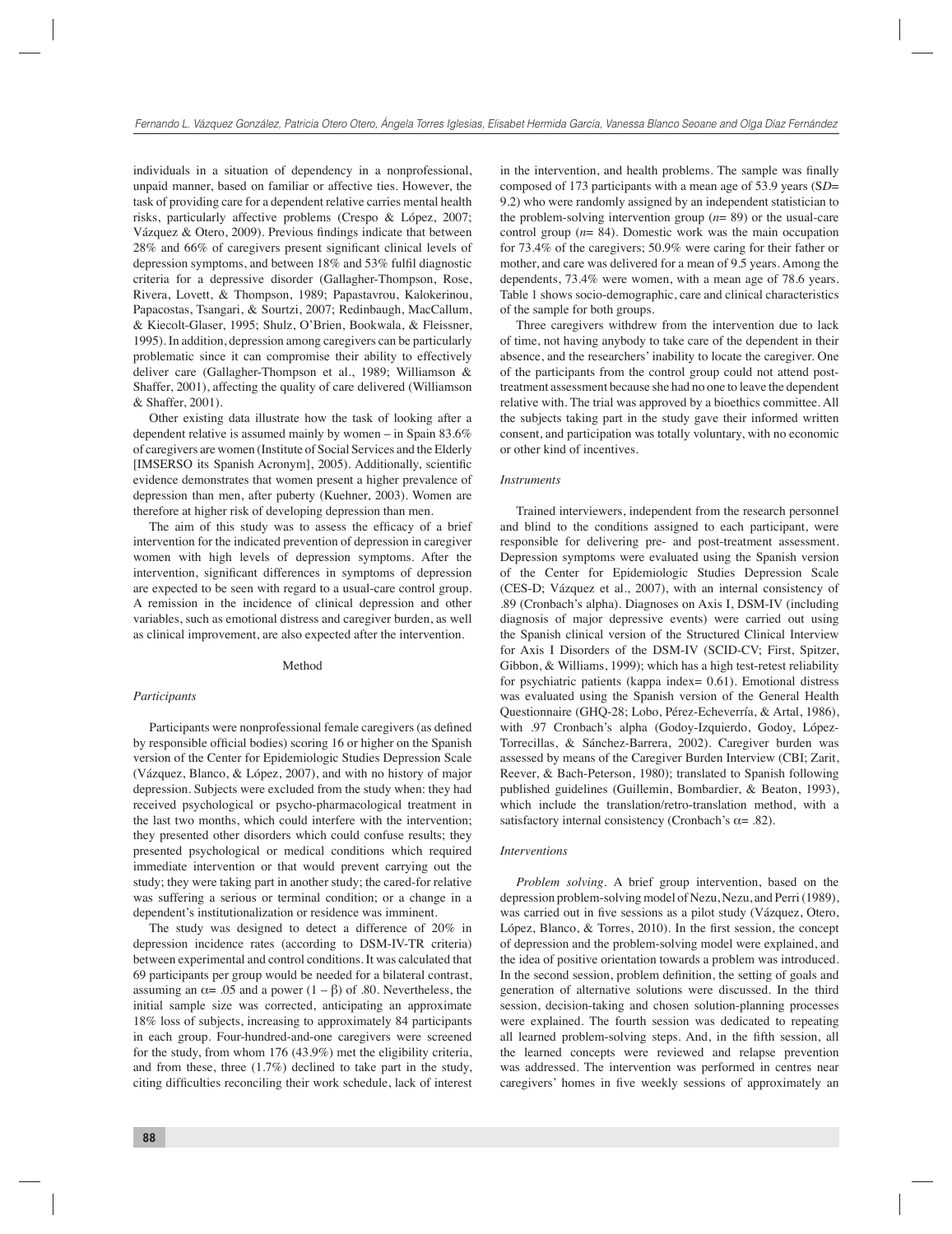individuals in a situation of dependency in a nonprofessional, unpaid manner, based on familiar or affective ties. However, the task of providing care for a dependent relative carries mental health risks, particularly affective problems (Crespo & López, 2007; Vázquez & Otero, 2009). Previous findings indicate that between 28% and 66% of caregivers present significant clinical levels of depression symptoms, and between 18% and 53% fulfil diagnostic criteria for a depressive disorder (Gallagher-Thompson, Rose, Rivera, Lovett, & Thompson, 1989; Papastavrou, Kalokerinou, Papacostas, Tsangari, & Sourtzi, 2007; Redinbaugh, MacCallum, & Kiecolt-Glaser, 1995; Shulz, O'Brien, Bookwala, & Fleissner, 1995). In addition, depression among caregivers can be particularly problematic since it can compromise their ability to effectively deliver care (Gallagher-Thompson et al., 1989; Williamson & Shaffer, 2001), affecting the quality of care delivered (Williamson & Shaffer, 2001).

Other existing data illustrate how the task of looking after a dependent relative is assumed mainly by women – in Spain 83.6% of caregivers are women (Institute of Social Services and the Elderly [IMSERSO its Spanish Acronym], 2005). Additionally, scientific evidence demonstrates that women present a higher prevalence of depression than men, after puberty (Kuehner, 2003). Women are therefore at higher risk of developing depression than men.

The aim of this study was to assess the efficacy of a brief intervention for the indicated prevention of depression in caregiver women with high levels of depression symptoms. After the intervention, significant differences in symptoms of depression are expected to be seen with regard to a usual-care control group. A remission in the incidence of clinical depression and other variables, such as emotional distress and caregiver burden, as well as clinical improvement, are also expected after the intervention.

## Method

### *Participants*

Participants were nonprofessional female caregivers (as defined by responsible official bodies) scoring 16 or higher on the Spanish version of the Center for Epidemiologic Studies Depression Scale (Vázquez, Blanco, & López, 2007), and with no history of major depression. Subjects were excluded from the study when: they had received psychological or psycho-pharmacological treatment in the last two months, which could interfere with the intervention; they presented other disorders which could confuse results; they presented psychological or medical conditions which required immediate intervention or that would prevent carrying out the study; they were taking part in another study; the cared-for relative was suffering a serious or terminal condition; or a change in a dependent's institutionalization or residence was imminent.

The study was designed to detect a difference of 20% in depression incidence rates (according to DSM-IV-TR criteria) between experimental and control conditions. It was calculated that 69 participants per group would be needed for a bilateral contrast, assuming an $\alpha = .05$ and a power $(1 - \beta)$ of .80. Nevertheless, the initial sample size was corrected, anticipating an approximate 18% loss of subjects, increasing to approximately 84 participants in each group. Four-hundred-and-one caregivers were screened for the study, from whom 176 (43.9%) met the eligibility criteria, and from these, three (1.7%) declined to take part in the study, citing difficulties reconciling their work schedule, lack of interest in the intervention, and health problems. The sample was finally composed of 173 participants with a mean age of 53.9 years (*SD*= 9.2) who were randomly assigned by an independent statistician to the problem-solving intervention group (*n*= 89) or the usual-care control group (*n*= 84). Domestic work was the main occupation for 73.4% of the caregivers; 50.9% were caring for their father or mother, and care was delivered for a mean of 9.5 years. Among the dependents, 73.4% were women, with a mean age of 78.6 years. Table 1 shows socio-demographic, care and clinical characteristics of the sample for both groups.

Three caregivers withdrew from the intervention due to lack of time, not having anybody to take care of the dependent in their absence, and the researchers' inability to locate the caregiver. One of the participants from the control group could not attend post-treatment assessment because she had no one to leave the dependent relative with. The trial was approved by a bioethics committee. All the subjects taking part in the study gave their informed written consent, and participation was totally voluntary, with no economic or other kind of incentives.

### *Instruments*

Trained interviewers, independent from the research personnel and blind to the conditions assigned to each participant, were responsible for delivering pre- and post-treatment assessment. Depression symptoms were evaluated using the Spanish version of the Center for Epidemiologic Studies Depression Scale (CES-D; Vázquez et al., 2007), with an internal consistency of .89 (Cronbach's alpha). Diagnoses on Axis I, DSM-IV (including diagnosis of major depressive events) were carried out using the Spanish clinical version of the Structured Clinical Interview for Axis I Disorders of the DSM-IV (SCID-CV; First, Spitzer, Gibbon, & Williams, 1999); which has a high test-retest reliability for psychiatric patients (kappa index= 0.61). Emotional distress was evaluated using the Spanish version of the General Health Questionnaire (GHQ-28; Lobo, Pérez-Echeverría, & Artal, 1986), with .97 Cronbach's alpha (Godoy-Izquierdo, Godoy, López-Torrecillas, & Sánchez-Barrera, 2002). Caregiver burden was assessed by means of the Caregiver Burden Interview (CBI; Zarit, Reever, & Bach-Peterson, 1980); translated to Spanish following published guidelines (Guillemin, Bombardier, & Beaton, 1993), which include the translation/retro-translation method, with a satisfactory internal consistency (Cronbach's $\alpha$= .82).

### *Interventions*

*Problem solving*. A brief group intervention, based on the depression problem-solving model of Nezu, Nezu, and Perri (1989), was carried out in five sessions as a pilot study (Vázquez, Otero, López, Blanco, & Torres, 2010). In the first session, the concept of depression and the problem-solving model were explained, and the idea of positive orientation towards a problem was introduced. In the second session, problem definition, the setting of goals and generation of alternative solutions were discussed. In the third session, decision-taking and chosen solution-planning processes were explained. The fourth session was dedicated to repeating all learned problem-solving steps. And, in the fifth session, all the learned concepts were reviewed and relapse prevention was addressed. The intervention was performed in centres near caregivers' homes in five weekly sessions of approximately an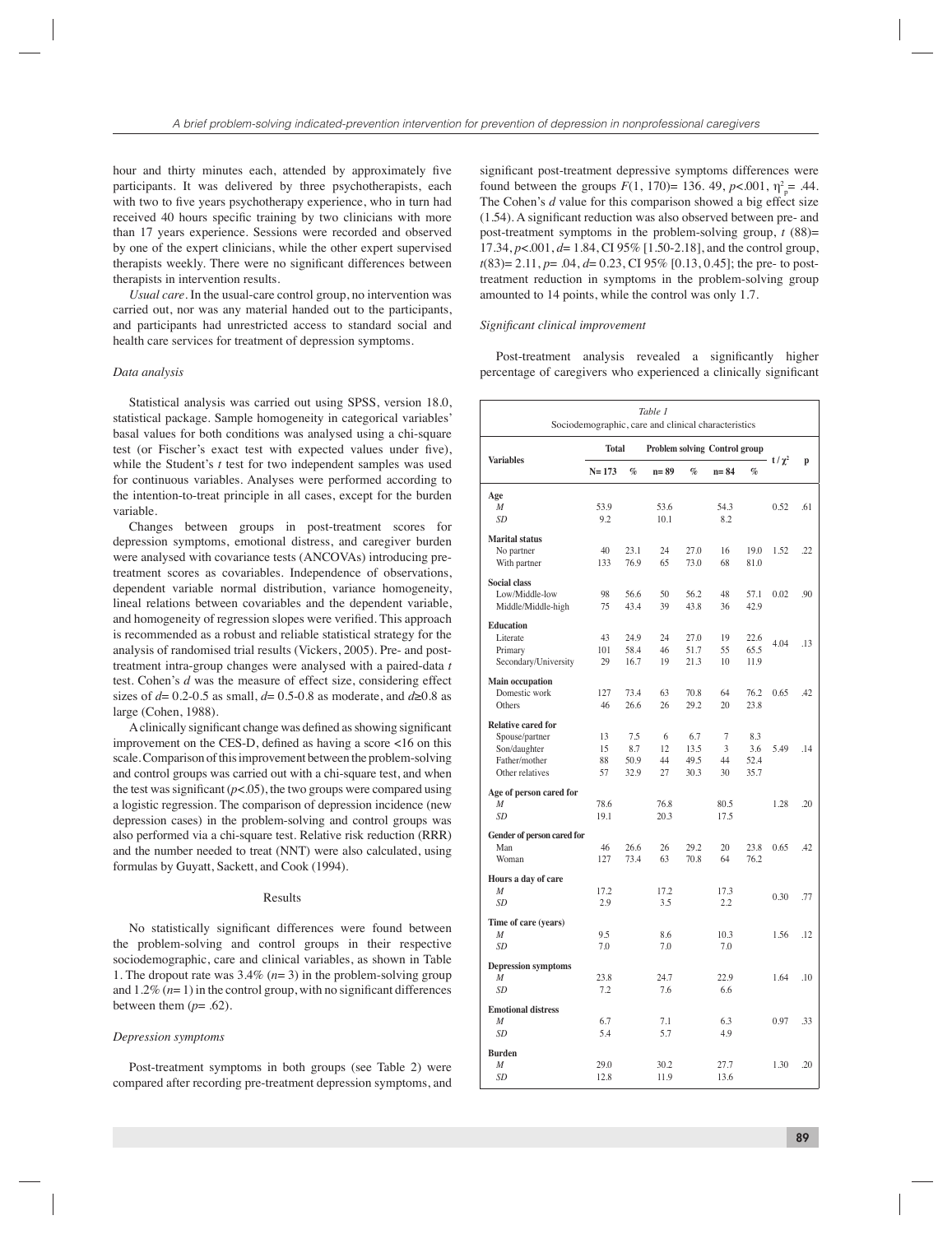hour and thirty minutes each, attended by approximately five participants. It was delivered by three psychotherapists, each with two to five years psychotherapy experience, who in turn had received 40 hours specific training by two clinicians with more than 17 years experience. Sessions were recorded and observed by one of the expert clinicians, while the other expert supervised therapists weekly. There were no significant differences between therapists in intervention results.

*Usual care*. In the usual-care control group, no intervention was carried out, nor was any material handed out to the participants, and participants had unrestricted access to standard social and health care services for treatment of depression symptoms.

### Data analysis

Statistical analysis was carried out using SPSS, version 18.0, statistical package. Sample homogeneity in categorical variables' basal values for both conditions was analysed using a chi-square test (or Fischer's exact test with expected values under five), while the Student's *t* test for two independent samples was used for continuous variables. Analyses were performed according to the intention-to-treat principle in all cases, except for the burden variable.

Changes between groups in post-treatment scores for depression symptoms, emotional distress, and caregiver burden were analysed with covariance tests (ANCOVAs) introducing pre-treatment scores as covariables. Independence of observations, dependent variable normal distribution, variance homogeneity, lineal relations between covariables and the dependent variable, and homogeneity of regression slopes were verified. This approach is recommended as a robust and reliable statistical strategy for the analysis of randomised trial results (Vickers, 2005). Pre- and post-treatment intra-group changes were analysed with a paired-data *t* test. Cohen's *d* was the measure of effect size, considering effect sizes of $d$= 0.2-0.5 as small, $d$= 0.5-0.8 as moderate, and $d$≥0.8 as large (Cohen, 1988).

A clinically significant change was defined as showing significant improvement on the CES-D, defined as having a score <16 on this scale. Comparison of this improvement between the problem-solving and control groups was carried out with a chi-square test, and when the test was significant ($p$<.05), the two groups were compared using a logistic regression. The comparison of depression incidence (new depression cases) in the problem-solving and control groups was also performed via a chi-square test. Relative risk reduction (RRR) and the number needed to treat (NNT) were also calculated, using formulas by Guyatt, Sackett, and Cook (1994).

## Results

No statistically significant differences were found between the problem-solving and control groups in their respective sociodemographic, care and clinical variables, as shown in Table 1. The dropout rate was 3.4% ($n$= 3) in the problem-solving group and 1.2% ($n$= 1) in the control group, with no significant differences between them ($p$= .62).

### Depression symptoms

Post-treatment symptoms in both groups (see Table 2) were compared after recording pre-treatment depression symptoms, and significant post-treatment depressive symptoms differences were found between the groups $F$(1, 170)= 136. 49, $p$<.001, $\eta^2_p$= .44. The Cohen's *d* value for this comparison showed a big effect size (1.54). A significant reduction was also observed between pre- and post-treatment symptoms in the problem-solving group, $t$ (88)= 17.34, $p$<.001, $d$= 1.84, CI 95% [1.50-2.18], and the control group, $t$(83)= 2.11, $p$= .04, $d$= 0.23, CI 95% [0.13, 0.45]; the pre- to post-treatment reduction in symptoms in the problem-solving group amounted to 14 points, while the control was only 1.7.

### Significant clinical improvement

Post-treatment analysis revealed a significantly higher percentage of caregivers who experienced a clinically significant

*Table 1*
Sociodemographic, care and clinical characteristics

| Variables | Total | | Problem solving | | Control group | | $t$ / $\chi^2$ | p |
|---|---|---|---|---|---|---|---|---|
| | N= 173 | % | n= 89 | % | n= 84 | % | | |
| **Age** | | | | | | | | |
| *M* | 53.9 | | 53.6 | | 54.3 | | 0.52 | .61 |
| *SD* | 9.2 | | 10.1 | | 8.2 | | | |
| **Marital status** | | | | | | | | |
| No partner | 40 | 23.1 | 24 | 27.0 | 16 | 19.0 | 1.52 | .22 |
| With partner | 133 | 76.9 | 65 | 73.0 | 68 | 81.0 | | |
| **Social class** | | | | | | | | |
| Low/Middle-low | 98 | 56.6 | 50 | 56.2 | 48 | 57.1 | 0.02 | .90 |
| Middle/Middle-high | 75 | 43.4 | 39 | 43.8 | 36 | 42.9 | | |
| **Education** | | | | | | | | |
| Literate | 43 | 24.9 | 24 | 27.0 | 19 | 22.6 | 4.04 | .13 |
| Primary | 101 | 58.4 | 46 | 51.7 | 55 | 65.5 | | |
| Secondary/University | 29 | 16.7 | 19 | 21.3 | 10 | 11.9 | | |
| **Main occupation** | | | | | | | | |
| Domestic work | 127 | 73.4 | 63 | 70.8 | 64 | 76.2 | 0.65 | .42 |
| Others | 46 | 26.6 | 26 | 29.2 | 20 | 23.8 | | |
| **Relative cared for** | | | | | | | | |
| Spouse/partner | 13 | 7.5 | 6 | 6.7 | 7 | 8.3 | 5.49 | .14 |
| Son/daughter | 15 | 8.7 | 12 | 13.5 | 3 | 3.6 | | |
| Father/mother | 88 | 50.9 | 44 | 49.5 | 44 | 52.4 | | |
| Other relatives | 57 | 32.9 | 27 | 30.3 | 30 | 35.7 | | |
| **Age of person cared for** | | | | | | | | |
| *M* | 78.6 | | 76.8 | | 80.5 | | 1.28 | .20 |
| *SD* | 19.1 | | 20.3 | | 17.5 | | | |
| **Gender of person cared for** | | | | | | | | |
| Man | 46 | 26.6 | 26 | 29.2 | 20 | 23.8 | 0.65 | .42 |
| Woman | 127 | 73.4 | 63 | 70.8 | 64 | 76.2 | | |
| **Hours a day of care** | | | | | | | | |
| *M* | 17.2 | | 17.2 | | 17.3 | | 0.30 | .77 |
| *SD* | 2.9 | | 3.5 | | 2.2 | | | |
| **Time of care (years)** | | | | | | | | |
| *M* | 9.5 | | 8.6 | | 10.3 | | 1.56 | .12 |
| *SD* | 7.0 | | 7.0 | | 7.0 | | | |
| **Depression symptoms** | | | | | | | | |
| *M* | 23.8 | | 24.7 | | 22.9 | | 1.64 | .10 |
| *SD* | 7.2 | | 7.6 | | 6.6 | | | |
| **Emotional distress** | | | | | | | | |
| *M* | 6.7 | | 7.1 | | 6.3 | | 0.97 | .33 |
| *SD* | 5.4 | | 5.7 | | 4.9 | | | |
| **Burden** | | | | | | | | |
| *M* | 29.0 | | 30.2 | | 27.7 | | 1.30 | .20 |
| *SD* | 12.8 | | 11.9 | | 13.6 | | | |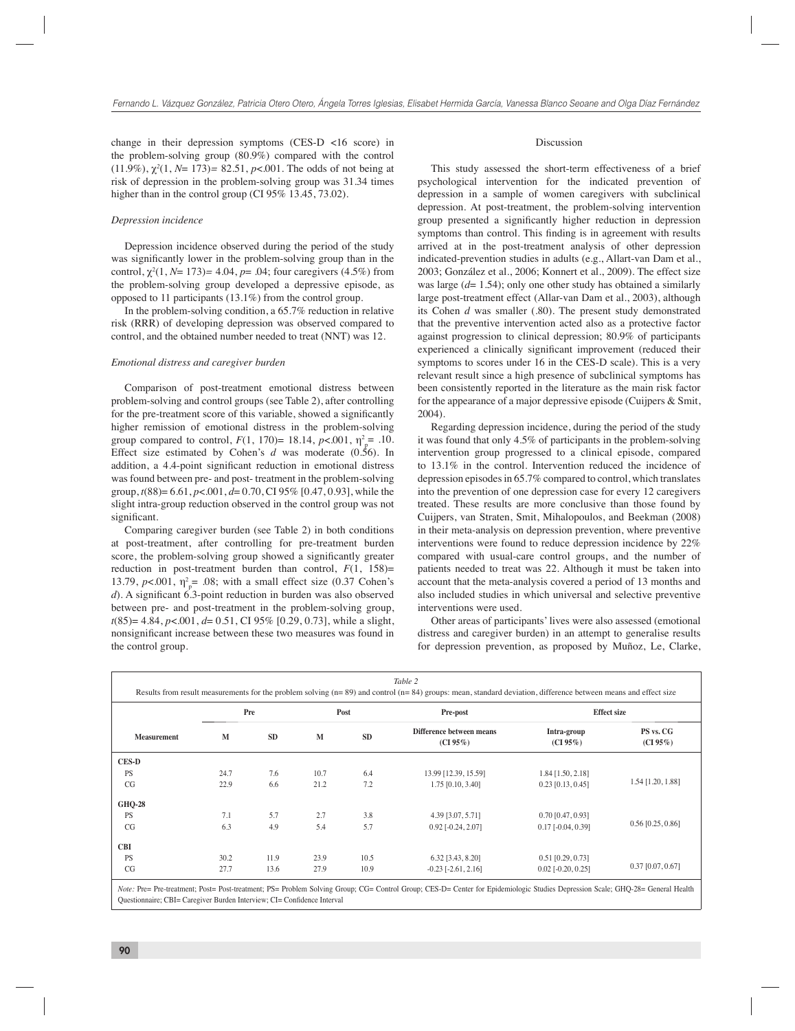change in their depression symptoms (CES-D <16 score) in the problem-solving group (80.9%) compared with the control (11.9%), $\chi^2(1, N= 173)= 82.51$, $p<.001$. The odds of not being at risk of depression in the problem-solving group was 31.34 times higher than in the control group (CI 95% 13.45, 73.02).

### *Depression incidence*

Depression incidence observed during the period of the study was significantly lower in the problem-solving group than in the control, $\chi^2(1, N= 173)= 4.04$, $p= .04$; four caregivers (4.5%) from the problem-solving group developed a depressive episode, as opposed to 11 participants (13.1%) from the control group.

In the problem-solving condition, a 65.7% reduction in relative risk (RRR) of developing depression was observed compared to control, and the obtained number needed to treat (NNT) was 12.

### *Emotional distress and caregiver burden*

Comparison of post-treatment emotional distress between problem-solving and control groups (see Table 2), after controlling for the pre-treatment score of this variable, showed a significantly higher remission of emotional distress in the problem-solving group compared to control, $F(1, 170)= 18.14$, $p<.001$, $\eta^2_p= .10$. Effect size estimated by Cohen's $d$ was moderate (0.56). In addition, a 4.4-point significant reduction in emotional distress was found between pre- and post- treatment in the problem-solving group, $t(88)= 6.61$, $p<.001$, $d= 0.70$, CI 95% [0.47, 0.93], while the slight intra-group reduction observed in the control group was not significant.

Comparing caregiver burden (see Table 2) in both conditions at post-treatment, after controlling for pre-treatment burden score, the problem-solving group showed a significantly greater reduction in post-treatment burden than control, $F(1, 158)= 13.79$, $p<.001$, $\eta^2_p= .08$; with a small effect size (0.37 Cohen's $d$). A significant 6.3-point reduction in burden was also observed between pre- and post-treatment in the problem-solving group, $t(85)= 4.84$, $p<.001$, $d= 0.51$, CI 95% [0.29, 0.73], while a slight, nonsignificant increase between these two measures was found in the control group.

## Discussion

This study assessed the short-term effectiveness of a brief psychological intervention for the indicated prevention of depression in a sample of women caregivers with subclinical depression. At post-treatment, the problem-solving intervention group presented a significantly higher reduction in depression symptoms than control. This finding is in agreement with results arrived at in the post-treatment analysis of other depression indicated-prevention studies in adults (e.g., Allart-van Dam et al., 2003; González et al., 2006; Konnert et al., 2009). The effect size was large ($d= 1.54$); only one other study has obtained a similarly large post-treatment effect (Allar-van Dam et al., 2003), although its Cohen $d$ was smaller (.80). The present study demonstrated that the preventive intervention acted also as a protective factor against progression to clinical depression; 80.9% of participants experienced a clinically significant improvement (reduced their symptoms to scores under 16 in the CES-D scale). This is a very relevant result since a high presence of subclinical symptoms has been consistently reported in the literature as the main risk factor for the appearance of a major depressive episode (Cuijpers & Smit, 2004).

Regarding depression incidence, during the period of the study it was found that only 4.5% of participants in the problem-solving intervention group progressed to a clinical episode, compared to 13.1% in the control. Intervention reduced the incidence of depression episodes in 65.7% compared to control, which translates into the prevention of one depression case for every 12 caregivers treated. These results are more conclusive than those found by Cuijpers, van Straten, Smit, Mihalopoulos, and Beekman (2008) in their meta-analysis on depression prevention, where preventive interventions were found to reduce depression incidence by 22% compared with usual-care control groups, and the number of patients needed to treat was 22. Although it must be taken into account that the meta-analysis covered a period of 13 months and also included studies in which universal and selective preventive interventions were used.

Other areas of participants' lives were also assessed (emotional distress and caregiver burden) in an attempt to generalise results for depression prevention, as proposed by Muñoz, Le, Clarke,

*Table 2*
Results from result measurements for the problem solving (n= 89) and control (n= 84) groups: mean, standard deviation, difference between means and effect size

| | Pre | | Post | | Pre-post | Effect size | |
|---|---|---|---|---|---|---|---|
| **Measurement** | **M** | **SD** | **M** | **SD** | **Difference between means (CI 95%)** | **Intra-group (CI 95%)** | **PS vs. CG (CI 95%)** |
| **CES-D** | | | | | | | |
| PS | 24.7 | 7.6 | 10.7 | 6.4 | 13.99 [12.39, 15.59] | 1.84 [1.50, 2.18] | 1.54 [1.20, 1.88] |
| CG | 22.9 | 6.6 | 21.2 | 7.2 | 1.75 [0.10, 3.40] | 0.23 [0.13, 0.45] | |
| **GHQ-28** | | | | | | | |
| PS | 7.1 | 5.7 | 2.7 | 3.8 | 4.39 [3.07, 5.71] | 0.70 [0.47, 0.93] | 0.56 [0.25, 0.86] |
| CG | 6.3 | 4.9 | 5.4 | 5.7 | 0.92 [-0.24, 2.07] | 0.17 [-0.04, 0.39] | |
| **CBI** | | | | | | | |
| PS | 30.2 | 11.9 | 23.9 | 10.5 | 6.32 [3.43, 8.20] | 0.51 [0.29, 0.73] | 0.37 [0.07, 0.67] |
| CG | 27.7 | 13.6 | 27.9 | 10.9 | -0.23 [-2.61, 2.16] | 0.02 [-0.20, 0.25] | |

*Note:* Pre= Pre-treatment; Post= Post-treatment; PS= Problem Solving Group; CG= Control Group; CES-D= Center for Epidemiologic Studies Depression Scale; GHQ-28= General Health Questionnaire; CBI= Caregiver Burden Interview; CI= Confidence Interval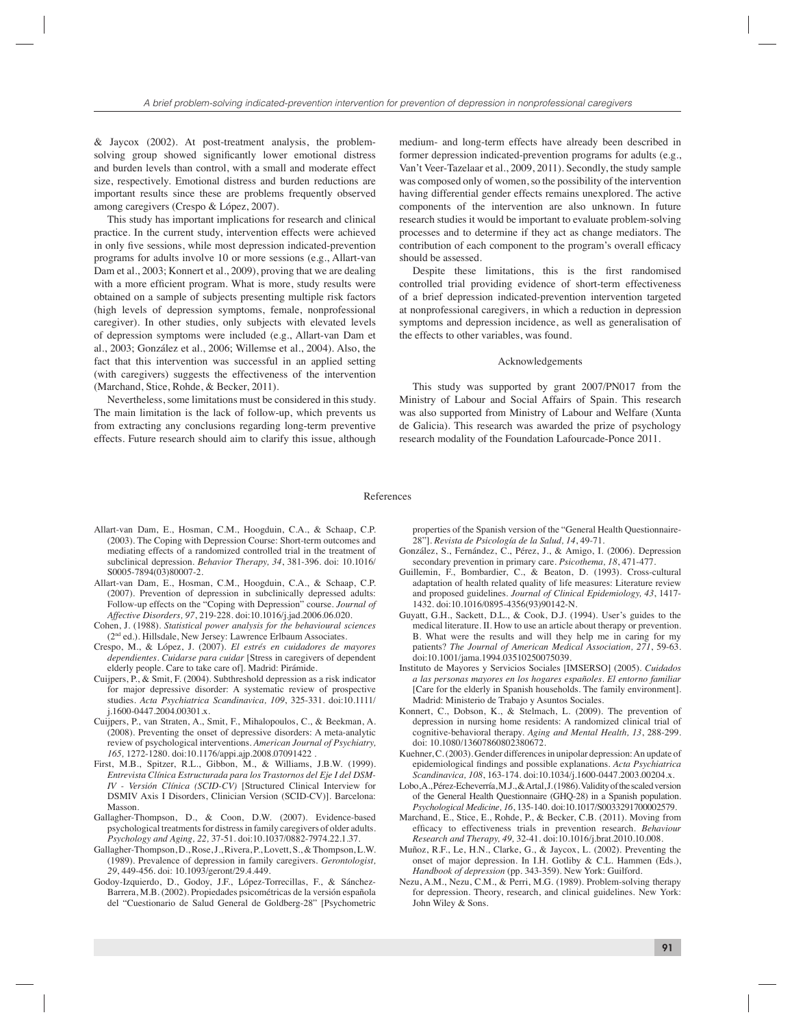& Jaycox (2002). At post-treatment analysis, the problem-solving group showed significantly lower emotional distress and burden levels than control, with a small and moderate effect size, respectively. Emotional distress and burden reductions are important results since these are problems frequently observed among caregivers (Crespo & López, 2007).

This study has important implications for research and clinical practice. In the current study, intervention effects were achieved in only five sessions, while most depression indicated-prevention programs for adults involve 10 or more sessions (e.g., Allart-van Dam et al., 2003; Konnert et al., 2009), proving that we are dealing with a more efficient program. What is more, study results were obtained on a sample of subjects presenting multiple risk factors (high levels of depression symptoms, female, nonprofessional caregiver). In other studies, only subjects with elevated levels of depression symptoms were included (e.g., Allart-van Dam et al., 2003; González et al., 2006; Willemse et al., 2004). Also, the fact that this intervention was successful in an applied setting (with caregivers) suggests the effectiveness of the intervention (Marchand, Stice, Rohde, & Becker, 2011).

Nevertheless, some limitations must be considered in this study. The main limitation is the lack of follow-up, which prevents us from extracting any conclusions regarding long-term preventive effects. Future research should aim to clarify this issue, although medium- and long-term effects have already been described in former depression indicated-prevention programs for adults (e.g., Van't Veer-Tazelaar et al., 2009, 2011). Secondly, the study sample was composed only of women, so the possibility of the intervention having differential gender effects remains unexplored. The active components of the intervention are also unknown. In future research studies it would be important to evaluate problem-solving processes and to determine if they act as change mediators. The contribution of each component to the program's overall efficacy should be assessed.

Despite these limitations, this is the first randomised controlled trial providing evidence of short-term effectiveness of a brief depression indicated-prevention intervention targeted at nonprofessional caregivers, in which a reduction in depression symptoms and depression incidence, as well as generalisation of the effects to other variables, was found.

## Acknowledgements

This study was supported by grant 2007/PN017 from the Ministry of Labour and Social Affairs of Spain. This research was also supported from Ministry of Labour and Welfare (Xunta de Galicia). This research was awarded the prize of psychology research modality of the Foundation Lafourcade-Ponce 2011.

## References

Allart-van Dam, E., Hosman, C.M., Hoogduin, C.A., & Schaap, C.P. (2003). The Coping with Depression Course: Short-term outcomes and mediating effects of a randomized controlled trial in the treatment of subclinical depression. *Behavior Therapy, 34*, 381-396. doi: 10.1016/S0005-7894(03)80007-2.

Allart-van Dam, E., Hosman, C.M., Hoogduin, C.A., & Schaap, C.P. (2007). Prevention of depression in subclinically depressed adults: Follow-up effects on the "Coping with Depression" course. *Journal of Affective Disorders, 97*, 219-228. doi:10.1016/j.jad.2006.06.020.

Cohen, J. (1988). *Statistical power analysis for the behavioural sciences* (2nd ed.). Hillsdale, New Jersey: Lawrence Erlbaum Associates.

Crespo, M., & López, J. (2007). *El estrés en cuidadores de mayores dependientes. Cuidarse para cuidar* [Stress in caregivers of dependent elderly people. Care to take care of]. Madrid: Pirámide.

Cuijpers, P., & Smit, F. (2004). Subthreshold depression as a risk indicator for major depressive disorder: A systematic review of prospective studies. *Acta Psychiatrica Scandinavica, 109*, 325-331. doi:10.1111/j.1600-0447.2004.00301.x.

Cuijpers, P., van Straten, A., Smit, F., Mihalopoulos, C., & Beekman, A. (2008). Preventing the onset of depressive disorders: A meta-analytic review of psychological interventions. *American Journal of Psychiatry, 165,* 1272-1280. doi:10.1176/appi.ajp.2008.07091422 .

First, M.B., Spitzer, R.L., Gibbon, M., & Williams, J.B.W. (1999). *Entrevista Clínica Estructurada para los Trastornos del Eje I del DSM-IV - Versión Clínica (SCID-CV)* [Structured Clinical Interview for DSMIV Axis I Disorders, Clinician Version (SCID-CV)]. Barcelona: Masson.

Gallagher-Thompson, D., & Coon, D.W. (2007). Evidence-based psychological treatments for distress in family caregivers of older adults. *Psychology and Aging, 22,* 37-51. doi:10.1037/0882-7974.22.1.37.

Gallagher-Thompson, D., Rose, J., Rivera, P., Lovett, S., & Thompson, L.W. (1989). Prevalence of depression in family caregivers. *Gerontologist, 29*, 449-456. doi: 10.1093/geront/29.4.449.

Godoy-Izquierdo, D., Godoy, J.F., López-Torrecillas, F., & Sánchez-Barrera, M.B. (2002). Propiedades psicométricas de la versión española del "Cuestionario de Salud General de Goldberg-28" [Psychometric properties of the Spanish version of the "General Health Questionnaire-28"]. *Revista de Psicología de la Salud, 14*, 49-71.

González, S., Fernández, C., Pérez, J., & Amigo, I. (2006). Depression secondary prevention in primary care. *Psicothema, 18*, 471-477.

Guillemin, F., Bombardier, C., & Beaton, D. (1993). Cross-cultural adaptation of health related quality of life measures: Literature review and proposed guidelines. *Journal of Clinical Epidemiology, 43*, 1417-1432. doi:10.1016/0895-4356(93)90142-N.

Guyatt, G.H., Sackett, D.L., & Cook, D.J. (1994). User's guides to the medical literature. II. How to use an article about therapy or prevention. B. What were the results and will they help me in caring for my patients? *The Journal of American Medical Association, 271*, 59-63. doi:10.1001/jama.1994.03510250075039.

Instituto de Mayores y Servicios Sociales [IMSERSO] (2005). *Cuidados a las personas mayores en los hogares españoles. El entorno familiar* [Care for the elderly in Spanish households. The family environment]. Madrid: Ministerio de Trabajo y Asuntos Sociales.

Konnert, C., Dobson, K., & Stelmach, L. (2009). The prevention of depression in nursing home residents: A randomized clinical trial of cognitive-behavioral therapy. *Aging and Mental Health, 13*, 288-299. doi: 10.1080/13607860802380672.

Kuehner, C. (2003). Gender differences in unipolar depression: An update of epidemiological findings and possible explanations. *Acta Psychiatrica Scandinavica, 108*, 163-174. doi:10.1034/j.1600-0447.2003.00204.x.

Lobo, A., Pérez-Echeverría, M.J., & Artal, J. (1986). Validity of the scaled version of the General Health Questionnaire (GHQ-28) in a Spanish population. *Psychological Medicine, 16*, 135-140. doi:10.1017/S0033291700002579.

Marchand, E., Stice, E., Rohde, P., & Becker, C.B. (2011). Moving from efficacy to effectiveness trials in prevention research. *Behaviour Research and Therapy, 49,* 32-41. doi:10.1016/j.brat.2010.10.008.

Muñoz, R.F., Le, H.N., Clarke, G., & Jaycox, L. (2002). Preventing the onset of major depression. In I.H. Gotliby & C.L. Hammen (Eds.), *Handbook of depression* (pp. 343-359). New York: Guilford.

Nezu, A.M., Nezu, C.M., & Perri, M.G. (1989). Problem-solving therapy for depression. Theory, research, and clinical guidelines. New York: John Wiley & Sons.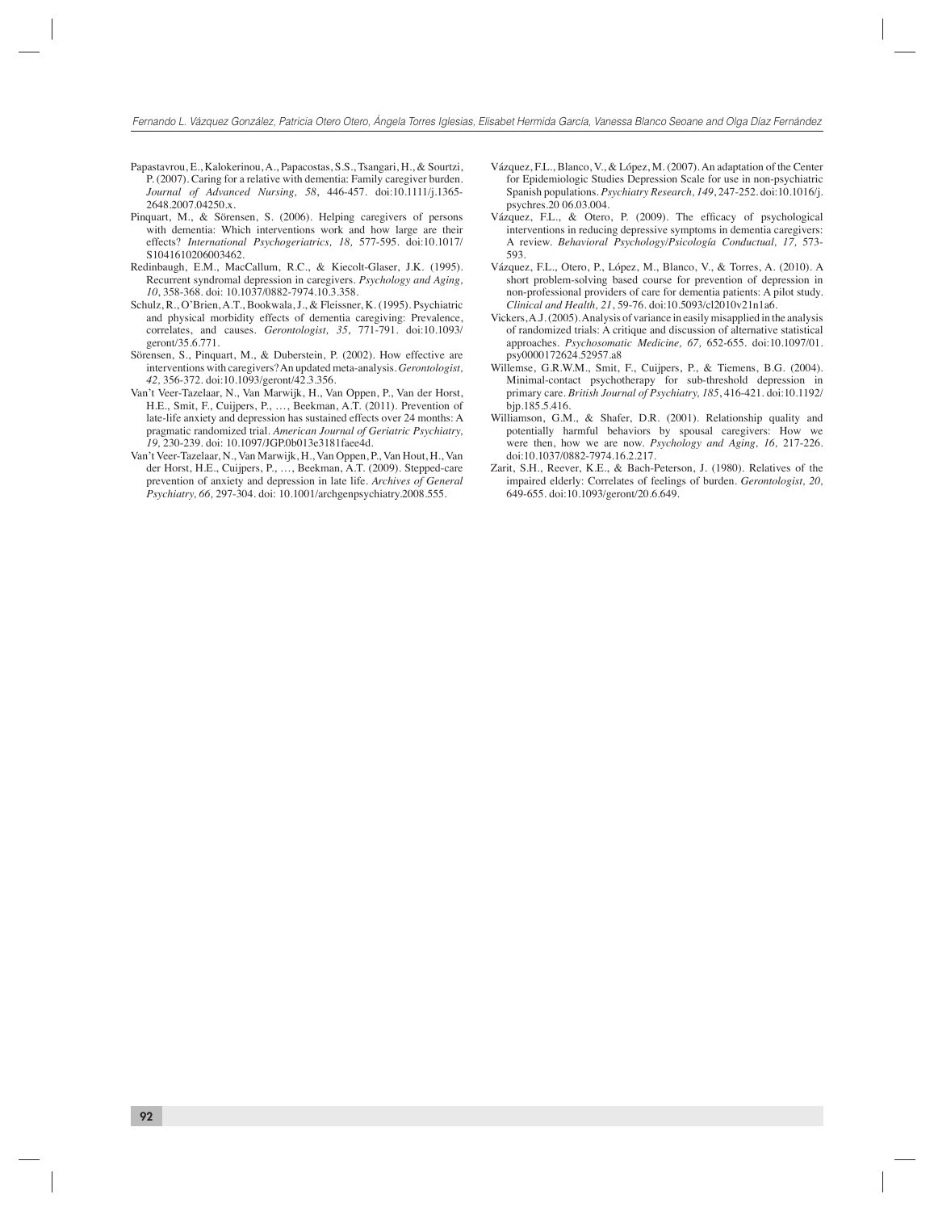Papastavrou, E., Kalokerinou, A., Papacostas, S.S., Tsangari, H., & Sourtzi, P. (2007). Caring for a relative with dementia: Family caregiver burden. *Journal of Advanced Nursing, 58*, 446-457. doi:10.1111/j.1365-2648.2007.04250.x.

Pinquart, M., & Sörensen, S. (2006). Helping caregivers of persons with dementia: Which interventions work and how large are their effects? *International Psychogeriatrics, 18,* 577-595. doi:10.1017/S1041610206003462.

Redinbaugh, E.M., MacCallum, R.C., & Kiecolt-Glaser, J.K. (1995). Recurrent syndromal depression in caregivers. *Psychology and Aging, 10*, 358-368. doi: 10.1037/0882-7974.10.3.358.

Schulz, R., O'Brien, A.T., Bookwala, J., & Fleissner, K. (1995). Psychiatric and physical morbidity effects of dementia caregiving: Prevalence, correlates, and causes. *Gerontologist, 35*, 771-791. doi:10.1093/geront/35.6.771.

Sörensen, S., Pinquart, M., & Duberstein, P. (2002). How effective are interventions with caregivers? An updated meta-analysis. *Gerontologist, 42,* 356-372. doi:10.1093/geront/42.3.356.

Van't Veer-Tazelaar, N., Van Marwijk, H., Van Oppen, P., Van der Horst, H.E., Smit, F., Cuijpers, P., …, Beekman, A.T. (2011). Prevention of late-life anxiety and depression has sustained effects over 24 months: A pragmatic randomized trial. *American Journal of Geriatric Psychiatry, 19,* 230-239. doi: 10.1097/JGP.0b013e3181faee4d.

Van't Veer-Tazelaar, N., Van Marwijk, H., Van Oppen, P., Van Hout, H., Van der Horst, H.E., Cuijpers, P., …, Beekman, A.T. (2009). Stepped-care prevention of anxiety and depression in late life. *Archives of General Psychiatry, 66,* 297-304. doi: 10.1001/archgenpsychiatry.2008.555.

Vázquez, F.L., Blanco, V., & López, M. (2007). An adaptation of the Center for Epidemiologic Studies Depression Scale for use in non-psychiatric Spanish populations. *Psychiatry Research, 149*, 247-252. doi:10.1016/j.psychres.20 06.03.004.

Vázquez, F.L., & Otero, P. (2009). The efficacy of psychological interventions in reducing depressive symptoms in dementia caregivers: A review. *Behavioral Psychology/Psicología Conductual, 17,* 573-593.

Vázquez, F.L., Otero, P., López, M., Blanco, V., & Torres, A. (2010). A short problem-solving based course for prevention of depression in non-professional providers of care for dementia patients: A pilot study. *Clinical and Health, 21*, 59-76. doi:10.5093/cl2010v21n1a6.

Vickers, A.J. (2005). Analysis of variance in easily misapplied in the analysis of randomized trials: A critique and discussion of alternative statistical approaches. *Psychosomatic Medicine, 67,* 652-655. doi:10.1097/01.psy0000172624.52957.a8

Willemse, G.R.W.M., Smit, F., Cuijpers, P., & Tiemens, B.G. (2004). Minimal-contact psychotherapy for sub-threshold depression in primary care. *British Journal of Psychiatry, 185*, 416-421. doi:10.1192/bjp.185.5.416.

Williamson, G.M., & Shafer, D.R. (2001). Relationship quality and potentially harmful behaviors by spousal caregivers: How we were then, how we are now. *Psychology and Aging, 16,* 217-226. doi:10.1037/0882-7974.16.2.217.

Zarit, S.H., Reever, K.E., & Bach-Peterson, J. (1980). Relatives of the impaired elderly: Correlates of feelings of burden. *Gerontologist, 20,* 649-655. doi:10.1093/geront/20.6.649.